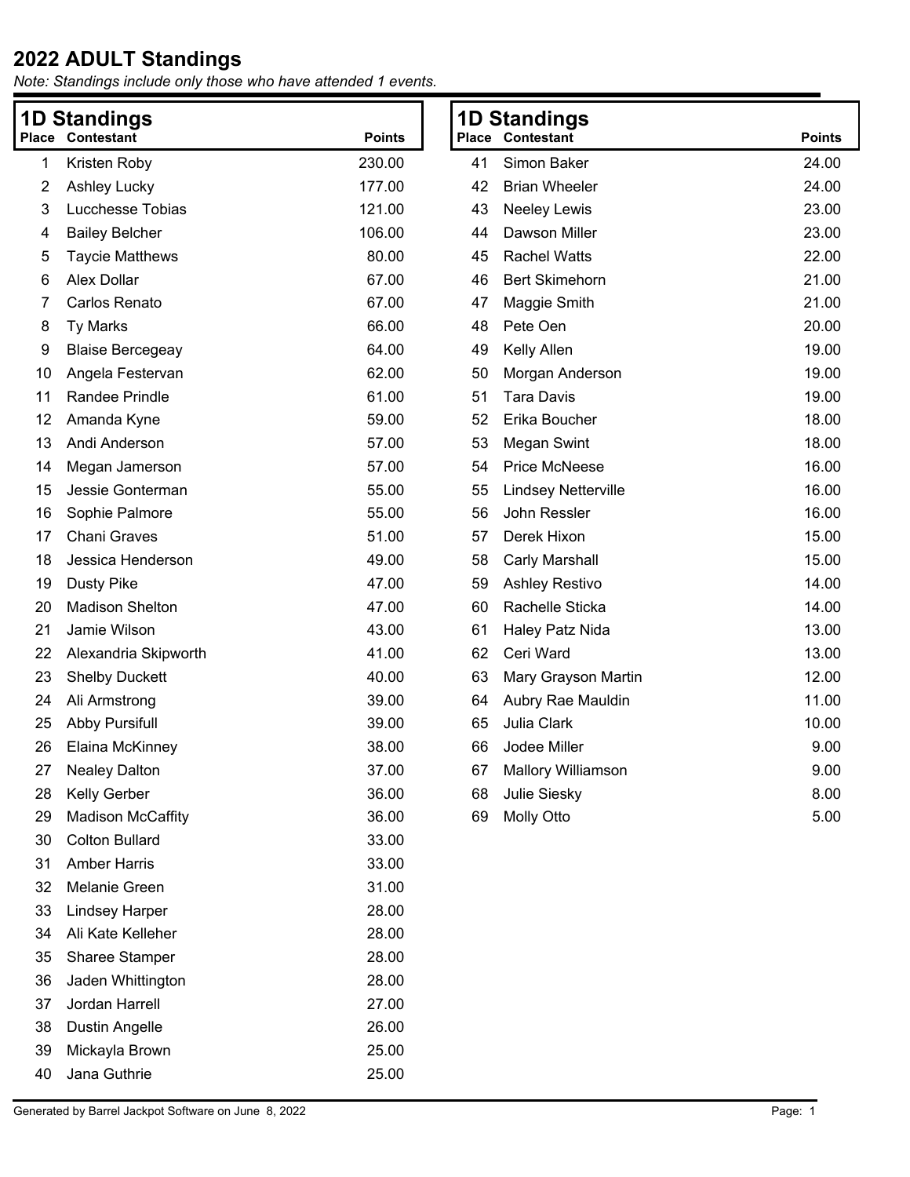# 2022 ADULT Standings

*Note: Standings include only those who have attended 1 events.*

## 1D Standings

| Place | Contestant | Points |
|---|---|---|
| 1 | Kristen Roby | 230.00 |
| 2 | Ashley Lucky | 177.00 |
| 3 | Lucchesse Tobias | 121.00 |
| 4 | Bailey Belcher | 106.00 |
| 5 | Taycie Matthews | 80.00 |
| 6 | Alex Dollar | 67.00 |
| 7 | Carlos Renato | 67.00 |
| 8 | Ty Marks | 66.00 |
| 9 | Blaise Bercegeay | 64.00 |
| 10 | Angela Festervan | 62.00 |
| 11 | Randee Prindle | 61.00 |
| 12 | Amanda Kyne | 59.00 |
| 13 | Andi Anderson | 57.00 |
| 14 | Megan Jamerson | 57.00 |
| 15 | Jessie Gonterman | 55.00 |
| 16 | Sophie Palmore | 55.00 |
| 17 | Chani Graves | 51.00 |
| 18 | Jessica Henderson | 49.00 |
| 19 | Dusty Pike | 47.00 |
| 20 | Madison Shelton | 47.00 |
| 21 | Jamie Wilson | 43.00 |
| 22 | Alexandria Skipworth | 41.00 |
| 23 | Shelby Duckett | 40.00 |
| 24 | Ali Armstrong | 39.00 |
| 25 | Abby Pursifull | 39.00 |
| 26 | Elaina McKinney | 38.00 |
| 27 | Nealey Dalton | 37.00 |
| 28 | Kelly Gerber | 36.00 |
| 29 | Madison McCaffity | 36.00 |
| 30 | Colton Bullard | 33.00 |
| 31 | Amber Harris | 33.00 |
| 32 | Melanie Green | 31.00 |
| 33 | Lindsey Harper | 28.00 |
| 34 | Ali Kate Kelleher | 28.00 |
| 35 | Sharee Stamper | 28.00 |
| 36 | Jaden Whittington | 28.00 |
| 37 | Jordan Harrell | 27.00 |
| 38 | Dustin Angelle | 26.00 |
| 39 | Mickayla Brown | 25.00 |
| 40 | Jana Guthrie | 25.00 |
| 41 | Simon Baker | 24.00 |
| 42 | Brian Wheeler | 24.00 |
| 43 | Neeley Lewis | 23.00 |
| 44 | Dawson Miller | 23.00 |
| 45 | Rachel Watts | 22.00 |
| 46 | Bert Skimehorn | 21.00 |
| 47 | Maggie Smith | 21.00 |
| 48 | Pete Oen | 20.00 |
| 49 | Kelly Allen | 19.00 |
| 50 | Morgan Anderson | 19.00 |
| 51 | Tara Davis | 19.00 |
| 52 | Erika Boucher | 18.00 |
| 53 | Megan Swint | 18.00 |
| 54 | Price McNeese | 16.00 |
| 55 | Lindsey Netterville | 16.00 |
| 56 | John Ressler | 16.00 |
| 57 | Derek Hixon | 15.00 |
| 58 | Carly Marshall | 15.00 |
| 59 | Ashley Restivo | 14.00 |
| 60 | Rachelle Sticka | 14.00 |
| 61 | Haley Patz Nida | 13.00 |
| 62 | Ceri Ward | 13.00 |
| 63 | Mary Grayson Martin | 12.00 |
| 64 | Aubry Rae Mauldin | 11.00 |
| 65 | Julia Clark | 10.00 |
| 66 | Jodee Miller | 9.00 |
| 67 | Mallory Williamson | 9.00 |
| 68 | Julie Siesky | 8.00 |
| 69 | Molly Otto | 5.00 |

Generated by Barrel Jackpot Software on June 8, 2022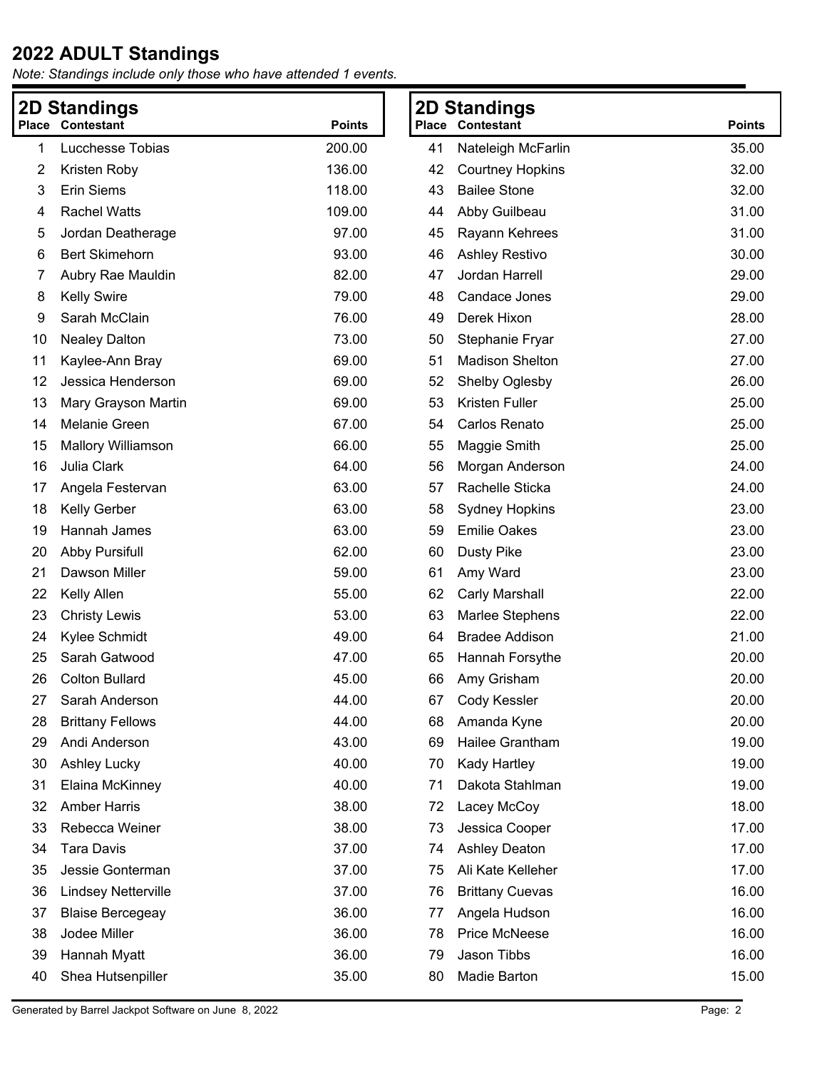# 2022 ADULT Standings

*Note: Standings include only those who have attended 1 events.*

## 2D Standings

| Place | Contestant | Points |
|---|---|---|
| 1 | Lucchesse Tobias | 200.00 |
| 2 | Kristen Roby | 136.00 |
| 3 | Erin Siems | 118.00 |
| 4 | Rachel Watts | 109.00 |
| 5 | Jordan Deatherage | 97.00 |
| 6 | Bert Skimehorn | 93.00 |
| 7 | Aubry Rae Mauldin | 82.00 |
| 8 | Kelly Swire | 79.00 |
| 9 | Sarah McClain | 76.00 |
| 10 | Nealey Dalton | 73.00 |
| 11 | Kaylee-Ann Bray | 69.00 |
| 12 | Jessica Henderson | 69.00 |
| 13 | Mary Grayson Martin | 69.00 |
| 14 | Melanie Green | 67.00 |
| 15 | Mallory Williamson | 66.00 |
| 16 | Julia Clark | 64.00 |
| 17 | Angela Festervan | 63.00 |
| 18 | Kelly Gerber | 63.00 |
| 19 | Hannah James | 63.00 |
| 20 | Abby Pursifull | 62.00 |
| 21 | Dawson Miller | 59.00 |
| 22 | Kelly Allen | 55.00 |
| 23 | Christy Lewis | 53.00 |
| 24 | Kylee Schmidt | 49.00 |
| 25 | Sarah Gatwood | 47.00 |
| 26 | Colton Bullard | 45.00 |
| 27 | Sarah Anderson | 44.00 |
| 28 | Brittany Fellows | 44.00 |
| 29 | Andi Anderson | 43.00 |
| 30 | Ashley Lucky | 40.00 |
| 31 | Elaina McKinney | 40.00 |
| 32 | Amber Harris | 38.00 |
| 33 | Rebecca Weiner | 38.00 |
| 34 | Tara Davis | 37.00 |
| 35 | Jessie Gonterman | 37.00 |
| 36 | Lindsey Netterville | 37.00 |
| 37 | Blaise Bercegeay | 36.00 |
| 38 | Jodee Miller | 36.00 |
| 39 | Hannah Myatt | 36.00 |
| 40 | Shea Hutsenpiller | 35.00 |
| 41 | Nateleigh McFarlin | 35.00 |
| 42 | Courtney Hopkins | 32.00 |
| 43 | Bailee Stone | 32.00 |
| 44 | Abby Guilbeau | 31.00 |
| 45 | Rayann Kehrees | 31.00 |
| 46 | Ashley Restivo | 30.00 |
| 47 | Jordan Harrell | 29.00 |
| 48 | Candace Jones | 29.00 |
| 49 | Derek Hixon | 28.00 |
| 50 | Stephanie Fryar | 27.00 |
| 51 | Madison Shelton | 27.00 |
| 52 | Shelby Oglesby | 26.00 |
| 53 | Kristen Fuller | 25.00 |
| 54 | Carlos Renato | 25.00 |
| 55 | Maggie Smith | 25.00 |
| 56 | Morgan Anderson | 24.00 |
| 57 | Rachelle Sticka | 24.00 |
| 58 | Sydney Hopkins | 23.00 |
| 59 | Emilie Oakes | 23.00 |
| 60 | Dusty Pike | 23.00 |
| 61 | Amy Ward | 23.00 |
| 62 | Carly Marshall | 22.00 |
| 63 | Marlee Stephens | 22.00 |
| 64 | Bradee Addison | 21.00 |
| 65 | Hannah Forsythe | 20.00 |
| 66 | Amy Grisham | 20.00 |
| 67 | Cody Kessler | 20.00 |
| 68 | Amanda Kyne | 20.00 |
| 69 | Hailee Grantham | 19.00 |
| 70 | Kady Hartley | 19.00 |
| 71 | Dakota Stahlman | 19.00 |
| 72 | Lacey McCoy | 18.00 |
| 73 | Jessica Cooper | 17.00 |
| 74 | Ashley Deaton | 17.00 |
| 75 | Ali Kate Kelleher | 17.00 |
| 76 | Brittany Cuevas | 16.00 |
| 77 | Angela Hudson | 16.00 |
| 78 | Price McNeese | 16.00 |
| 79 | Jason Tibbs | 16.00 |
| 80 | Madie Barton | 15.00 |

Generated by Barrel Jackpot Software on June 8, 2022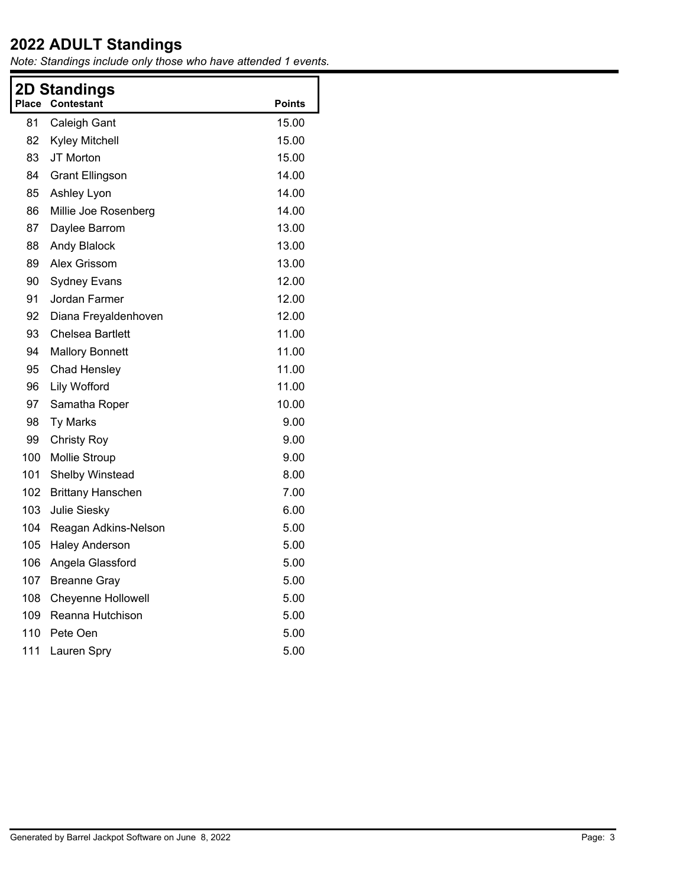# 2022 ADULT Standings

*Note: Standings include only those who have attended 1 events.*

## 2D Standings

| Place | Contestant | Points |
|---|---|---|
| 81 | Caleigh Gant | 15.00 |
| 82 | Kyley Mitchell | 15.00 |
| 83 | JT Morton | 15.00 |
| 84 | Grant Ellingson | 14.00 |
| 85 | Ashley Lyon | 14.00 |
| 86 | Millie Joe Rosenberg | 14.00 |
| 87 | Daylee Barrom | 13.00 |
| 88 | Andy Blalock | 13.00 |
| 89 | Alex Grissom | 13.00 |
| 90 | Sydney Evans | 12.00 |
| 91 | Jordan Farmer | 12.00 |
| 92 | Diana Freyaldenhoven | 12.00 |
| 93 | Chelsea Bartlett | 11.00 |
| 94 | Mallory Bonnett | 11.00 |
| 95 | Chad Hensley | 11.00 |
| 96 | Lily Wofford | 11.00 |
| 97 | Samatha Roper | 10.00 |
| 98 | Ty Marks | 9.00 |
| 99 | Christy Roy | 9.00 |
| 100 | Mollie Stroup | 9.00 |
| 101 | Shelby Winstead | 8.00 |
| 102 | Brittany Hanschen | 7.00 |
| 103 | Julie Siesky | 6.00 |
| 104 | Reagan Adkins-Nelson | 5.00 |
| 105 | Haley Anderson | 5.00 |
| 106 | Angela Glassford | 5.00 |
| 107 | Breanne Gray | 5.00 |
| 108 | Cheyenne Hollowell | 5.00 |
| 109 | Reanna Hutchison | 5.00 |
| 110 | Pete Oen | 5.00 |
| 111 | Lauren Spry | 5.00 |

Generated by Barrel Jackpot Software on June 8, 2022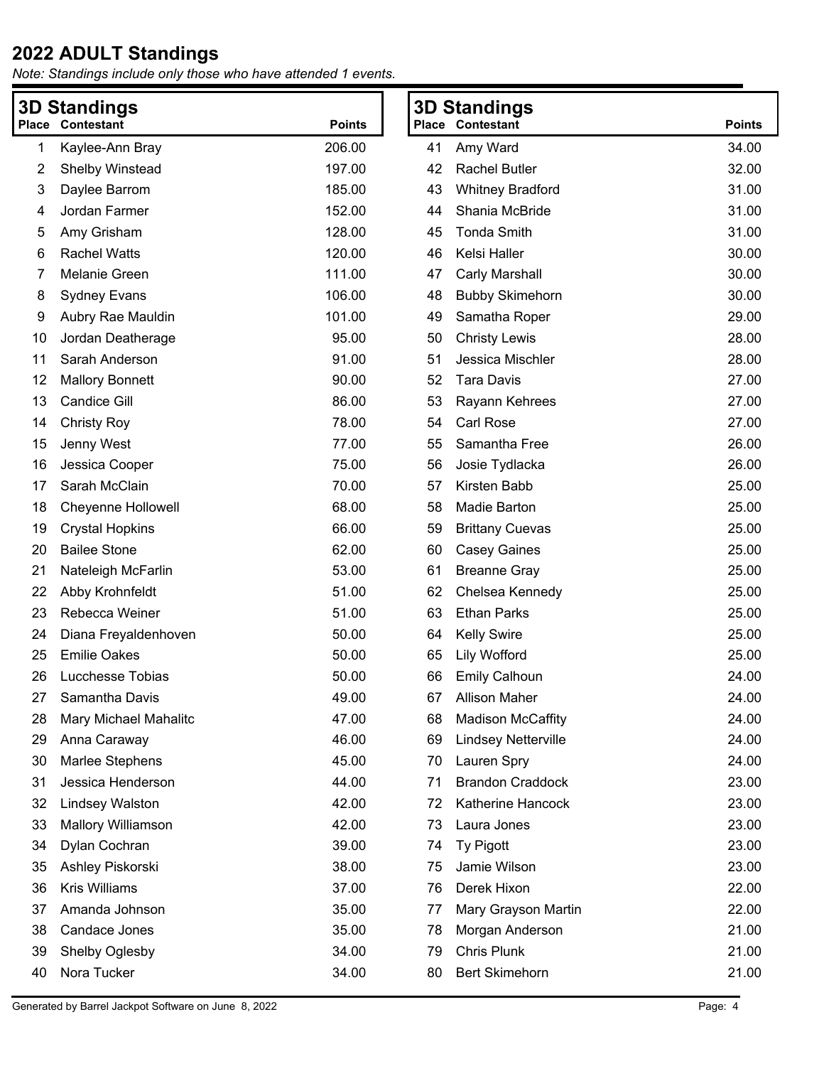# 2022 ADULT Standings

*Note: Standings include only those who have attended 1 events.*

## 3D Standings

| Place | Contestant | Points |
|---|---|---|
| 1 | Kaylee-Ann Bray | 206.00 |
| 2 | Shelby Winstead | 197.00 |
| 3 | Daylee Barrom | 185.00 |
| 4 | Jordan Farmer | 152.00 |
| 5 | Amy Grisham | 128.00 |
| 6 | Rachel Watts | 120.00 |
| 7 | Melanie Green | 111.00 |
| 8 | Sydney Evans | 106.00 |
| 9 | Aubry Rae Mauldin | 101.00 |
| 10 | Jordan Deatherage | 95.00 |
| 11 | Sarah Anderson | 91.00 |
| 12 | Mallory Bonnett | 90.00 |
| 13 | Candice Gill | 86.00 |
| 14 | Christy Roy | 78.00 |
| 15 | Jenny West | 77.00 |
| 16 | Jessica Cooper | 75.00 |
| 17 | Sarah McClain | 70.00 |
| 18 | Cheyenne Hollowell | 68.00 |
| 19 | Crystal Hopkins | 66.00 |
| 20 | Bailee Stone | 62.00 |
| 21 | Nateleigh McFarlin | 53.00 |
| 22 | Abby Krohnfeldt | 51.00 |
| 23 | Rebecca Weiner | 51.00 |
| 24 | Diana Freyaldenhoven | 50.00 |
| 25 | Emilie Oakes | 50.00 |
| 26 | Lucchesse Tobias | 50.00 |
| 27 | Samantha Davis | 49.00 |
| 28 | Mary Michael Mahalitc | 47.00 |
| 29 | Anna Caraway | 46.00 |
| 30 | Marlee Stephens | 45.00 |
| 31 | Jessica Henderson | 44.00 |
| 32 | Lindsey Walston | 42.00 |
| 33 | Mallory Williamson | 42.00 |
| 34 | Dylan Cochran | 39.00 |
| 35 | Ashley Piskorski | 38.00 |
| 36 | Kris Williams | 37.00 |
| 37 | Amanda Johnson | 35.00 |
| 38 | Candace Jones | 35.00 |
| 39 | Shelby Oglesby | 34.00 |
| 40 | Nora Tucker | 34.00 |
| 41 | Amy Ward | 34.00 |
| 42 | Rachel Butler | 32.00 |
| 43 | Whitney Bradford | 31.00 |
| 44 | Shania McBride | 31.00 |
| 45 | Tonda Smith | 31.00 |
| 46 | Kelsi Haller | 30.00 |
| 47 | Carly Marshall | 30.00 |
| 48 | Bubby Skimehorn | 30.00 |
| 49 | Samatha Roper | 29.00 |
| 50 | Christy Lewis | 28.00 |
| 51 | Jessica Mischler | 28.00 |
| 52 | Tara Davis | 27.00 |
| 53 | Rayann Kehrees | 27.00 |
| 54 | Carl Rose | 27.00 |
| 55 | Samantha Free | 26.00 |
| 56 | Josie Tydlacka | 26.00 |
| 57 | Kirsten Babb | 25.00 |
| 58 | Madie Barton | 25.00 |
| 59 | Brittany Cuevas | 25.00 |
| 60 | Casey Gaines | 25.00 |
| 61 | Breanne Gray | 25.00 |
| 62 | Chelsea Kennedy | 25.00 |
| 63 | Ethan Parks | 25.00 |
| 64 | Kelly Swire | 25.00 |
| 65 | Lily Wofford | 25.00 |
| 66 | Emily Calhoun | 24.00 |
| 67 | Allison Maher | 24.00 |
| 68 | Madison McCaffity | 24.00 |
| 69 | Lindsey Netterville | 24.00 |
| 70 | Lauren Spry | 24.00 |
| 71 | Brandon Craddock | 23.00 |
| 72 | Katherine Hancock | 23.00 |
| 73 | Laura Jones | 23.00 |
| 74 | Ty Pigott | 23.00 |
| 75 | Jamie Wilson | 23.00 |
| 76 | Derek Hixon | 22.00 |
| 77 | Mary Grayson Martin | 22.00 |
| 78 | Morgan Anderson | 21.00 |
| 79 | Chris Plunk | 21.00 |
| 80 | Bert Skimehorn | 21.00 |

Generated by Barrel Jackpot Software on June 8, 2022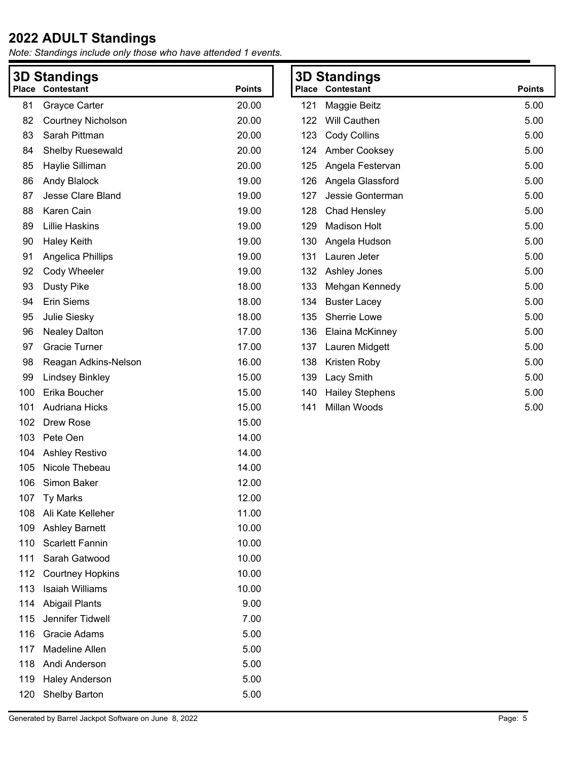## 2022 ADULT Standings

*Note: Standings include only those who have attended 1 events.*

### 3D Standings

| Place | Contestant | Points |
|---|---|---|
| 81 | Grayce Carter | 20.00 |
| 82 | Courtney Nicholson | 20.00 |
| 83 | Sarah Pittman | 20.00 |
| 84 | Shelby Ruesewald | 20.00 |
| 85 | Haylie Silliman | 20.00 |
| 86 | Andy Blalock | 19.00 |
| 87 | Jesse Clare Bland | 19.00 |
| 88 | Karen Cain | 19.00 |
| 89 | Lillie Haskins | 19.00 |
| 90 | Haley Keith | 19.00 |
| 91 | Angelica Phillips | 19.00 |
| 92 | Cody Wheeler | 19.00 |
| 93 | Dusty Pike | 18.00 |
| 94 | Erin Siems | 18.00 |
| 95 | Julie Siesky | 18.00 |
| 96 | Nealey Dalton | 17.00 |
| 97 | Gracie Turner | 17.00 |
| 98 | Reagan Adkins-Nelson | 16.00 |
| 99 | Lindsey Binkley | 15.00 |
| 100 | Erika Boucher | 15.00 |
| 101 | Audriana Hicks | 15.00 |
| 102 | Drew Rose | 15.00 |
| 103 | Pete Oen | 14.00 |
| 104 | Ashley Restivo | 14.00 |
| 105 | Nicole Thebeau | 14.00 |
| 106 | Simon Baker | 12.00 |
| 107 | Ty Marks | 12.00 |
| 108 | Ali Kate Kelleher | 11.00 |
| 109 | Ashley Barnett | 10.00 |
| 110 | Scarlett Fannin | 10.00 |
| 111 | Sarah Gatwood | 10.00 |
| 112 | Courtney Hopkins | 10.00 |
| 113 | Isaiah Williams | 10.00 |
| 114 | Abigail Plants | 9.00 |
| 115 | Jennifer Tidwell | 7.00 |
| 116 | Gracie Adams | 5.00 |
| 117 | Madeline Allen | 5.00 |
| 118 | Andi Anderson | 5.00 |
| 119 | Haley Anderson | 5.00 |
| 120 | Shelby Barton | 5.00 |
| 121 | Maggie Beitz | 5.00 |
| 122 | Will Cauthen | 5.00 |
| 123 | Cody Collins | 5.00 |
| 124 | Amber Cooksey | 5.00 |
| 125 | Angela Festervan | 5.00 |
| 126 | Angela Glassford | 5.00 |
| 127 | Jessie Gonterman | 5.00 |
| 128 | Chad Hensley | 5.00 |
| 129 | Madison Holt | 5.00 |
| 130 | Angela Hudson | 5.00 |
| 131 | Lauren Jeter | 5.00 |
| 132 | Ashley Jones | 5.00 |
| 133 | Mehgan Kennedy | 5.00 |
| 134 | Buster Lacey | 5.00 |
| 135 | Sherrie Lowe | 5.00 |
| 136 | Elaina McKinney | 5.00 |
| 137 | Lauren Midgett | 5.00 |
| 138 | Kristen Roby | 5.00 |
| 139 | Lacy Smith | 5.00 |
| 140 | Hailey Stephens | 5.00 |
| 141 | Millan Woods | 5.00 |

Generated by Barrel Jackpot Software on June 8, 2022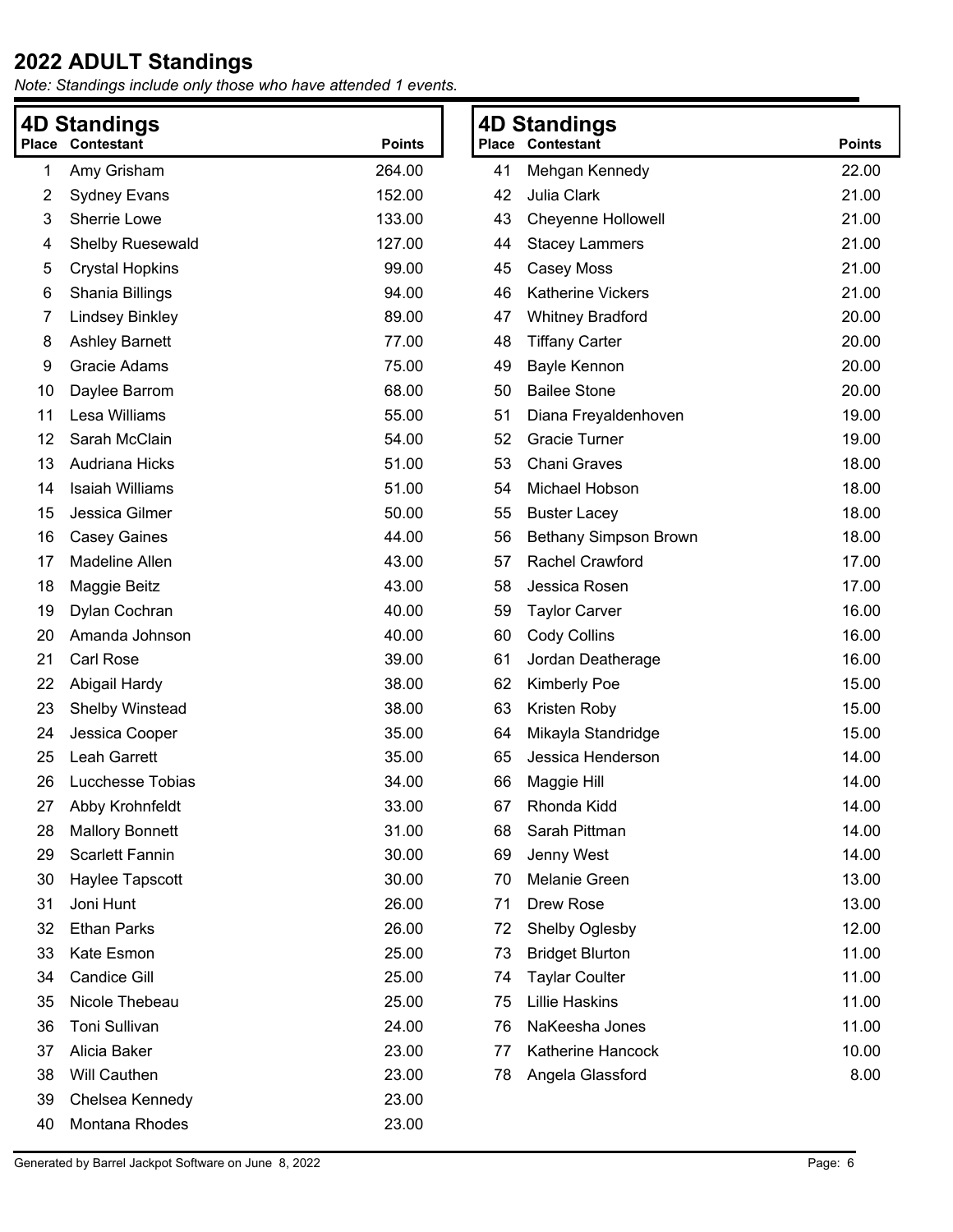# 2022 ADULT Standings

*Note: Standings include only those who have attended 1 events.*

## 4D Standings

| Place | Contestant | Points |
|---|---|---|
| 1 | Amy Grisham | 264.00 |
| 2 | Sydney Evans | 152.00 |
| 3 | Sherrie Lowe | 133.00 |
| 4 | Shelby Ruesewald | 127.00 |
| 5 | Crystal Hopkins | 99.00 |
| 6 | Shania Billings | 94.00 |
| 7 | Lindsey Binkley | 89.00 |
| 8 | Ashley Barnett | 77.00 |
| 9 | Gracie Adams | 75.00 |
| 10 | Daylee Barrom | 68.00 |
| 11 | Lesa Williams | 55.00 |
| 12 | Sarah McClain | 54.00 |
| 13 | Audriana Hicks | 51.00 |
| 14 | Isaiah Williams | 51.00 |
| 15 | Jessica Gilmer | 50.00 |
| 16 | Casey Gaines | 44.00 |
| 17 | Madeline Allen | 43.00 |
| 18 | Maggie Beitz | 43.00 |
| 19 | Dylan Cochran | 40.00 |
| 20 | Amanda Johnson | 40.00 |
| 21 | Carl Rose | 39.00 |
| 22 | Abigail Hardy | 38.00 |
| 23 | Shelby Winstead | 38.00 |
| 24 | Jessica Cooper | 35.00 |
| 25 | Leah Garrett | 35.00 |
| 26 | Lucchesse Tobias | 34.00 |
| 27 | Abby Krohnfeldt | 33.00 |
| 28 | Mallory Bonnett | 31.00 |
| 29 | Scarlett Fannin | 30.00 |
| 30 | Haylee Tapscott | 30.00 |
| 31 | Joni Hunt | 26.00 |
| 32 | Ethan Parks | 26.00 |
| 33 | Kate Esmon | 25.00 |
| 34 | Candice Gill | 25.00 |
| 35 | Nicole Thebeau | 25.00 |
| 36 | Toni Sullivan | 24.00 |
| 37 | Alicia Baker | 23.00 |
| 38 | Will Cauthen | 23.00 |
| 39 | Chelsea Kennedy | 23.00 |
| 40 | Montana Rhodes | 23.00 |
| 41 | Mehgan Kennedy | 22.00 |
| 42 | Julia Clark | 21.00 |
| 43 | Cheyenne Hollowell | 21.00 |
| 44 | Stacey Lammers | 21.00 |
| 45 | Casey Moss | 21.00 |
| 46 | Katherine Vickers | 21.00 |
| 47 | Whitney Bradford | 20.00 |
| 48 | Tiffany Carter | 20.00 |
| 49 | Bayle Kennon | 20.00 |
| 50 | Bailee Stone | 20.00 |
| 51 | Diana Freyaldenhoven | 19.00 |
| 52 | Gracie Turner | 19.00 |
| 53 | Chani Graves | 18.00 |
| 54 | Michael Hobson | 18.00 |
| 55 | Buster Lacey | 18.00 |
| 56 | Bethany Simpson Brown | 18.00 |
| 57 | Rachel Crawford | 17.00 |
| 58 | Jessica Rosen | 17.00 |
| 59 | Taylor Carver | 16.00 |
| 60 | Cody Collins | 16.00 |
| 61 | Jordan Deatherage | 16.00 |
| 62 | Kimberly Poe | 15.00 |
| 63 | Kristen Roby | 15.00 |
| 64 | Mikayla Standridge | 15.00 |
| 65 | Jessica Henderson | 14.00 |
| 66 | Maggie Hill | 14.00 |
| 67 | Rhonda Kidd | 14.00 |
| 68 | Sarah Pittman | 14.00 |
| 69 | Jenny West | 14.00 |
| 70 | Melanie Green | 13.00 |
| 71 | Drew Rose | 13.00 |
| 72 | Shelby Oglesby | 12.00 |
| 73 | Bridget Blurton | 11.00 |
| 74 | Taylar Coulter | 11.00 |
| 75 | Lillie Haskins | 11.00 |
| 76 | NaKeesha Jones | 11.00 |
| 77 | Katherine Hancock | 10.00 |
| 78 | Angela Glassford | 8.00 |

Generated by Barrel Jackpot Software on June 8, 2022